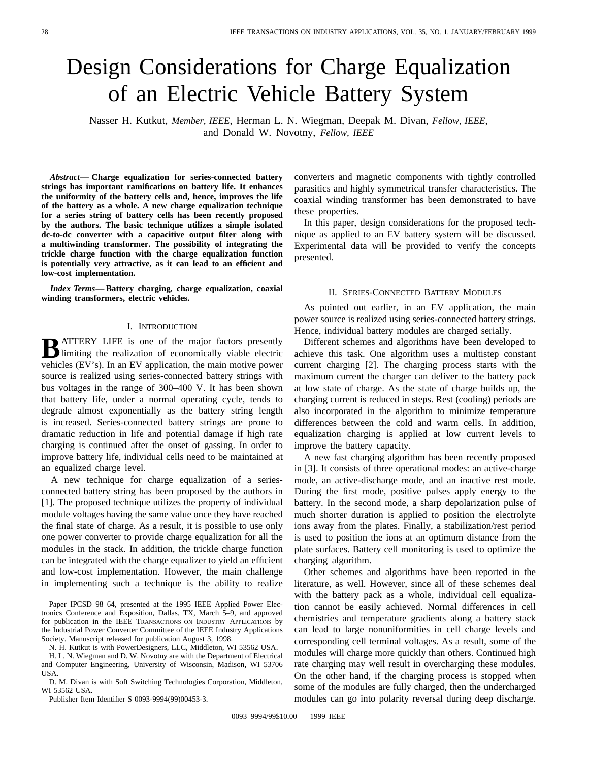# Design Considerations for Charge Equalization of an Electric Vehicle Battery System

Nasser H. Kutkut, *Member, IEEE*, Herman L. N. Wiegman, Deepak M. Divan, *Fellow, IEEE*, and Donald W. Novotny, *Fellow, IEEE*

***Abstract*— Charge equalization for series-connected battery strings has important ramifications on battery life. It enhances the uniformity of the battery cells and, hence, improves the life of the battery as a whole. A new charge equalization technique for a series string of battery cells has been recently proposed by the authors. The basic technique utilizes a simple isolated dc-to-dc converter with a capacitive output filter along with a multiwinding transformer. The possibility of integrating the trickle charge function with the charge equalization function is potentially very attractive, as it can lead to an efficient and low-cost implementation.**

***Index Terms*— Battery charging, charge equalization, coaxial winding transformers, electric vehicles.**

## I. Introduction

BATTERY LIFE is one of the major factors presently limiting the realization of economically viable electric vehicles (EV's). In an EV application, the main motive power source is realized using series-connected battery strings with bus voltages in the range of 300–400 V. It has been shown that battery life, under a normal operating cycle, tends to degrade almost exponentially as the battery string length is increased. Series-connected battery strings are prone to dramatic reduction in life and potential damage if high rate charging is continued after the onset of gassing. In order to improve battery life, individual cells need to be maintained at an equalized charge level.

A new technique for charge equalization of a series-connected battery string has been proposed by the authors in [1]. The proposed technique utilizes the property of individual module voltages having the same value once they have reached the final state of charge. As a result, it is possible to use only one power converter to provide charge equalization for all the modules in the stack. In addition, the trickle charge function can be integrated with the charge equalizer to yield an efficient and low-cost implementation. However, the main challenge in implementing such a technique is the ability to realize converters and magnetic components with tightly controlled parasitics and highly symmetrical transfer characteristics. The coaxial winding transformer has been demonstrated to have these properties.

In this paper, design considerations for the proposed technique as applied to an EV battery system will be discussed. Experimental data will be provided to verify the concepts presented.

Paper IPCSD 98–64, presented at the 1995 IEEE Applied Power Electronics Conference and Exposition, Dallas, TX, March 5–9, and approved for publication in the IEEE Transactions on Industry Applications by the Industrial Power Converter Committee of the IEEE Industry Applications Society. Manuscript released for publication August 3, 1998.

N. H. Kutkut is with PowerDesigners, LLC, Middleton, WI 53562 USA.

H. L. N. Wiegman and D. W. Novotny are with the Department of Electrical and Computer Engineering, University of Wisconsin, Madison, WI 53706 USA.

D. M. Divan is with Soft Switching Technologies Corporation, Middleton, WI 53562 USA.

Publisher Item Identifier S 0093-9994(99)00453-3.

## II. Series-Connected Battery Modules

As pointed out earlier, in an EV application, the main power source is realized using series-connected battery strings. Hence, individual battery modules are charged serially.

Different schemes and algorithms have been developed to achieve this task. One algorithm uses a multistep constant current charging [2]. The charging process starts with the maximum current the charger can deliver to the battery pack at low state of charge. As the state of charge builds up, the charging current is reduced in steps. Rest (cooling) periods are also incorporated in the algorithm to minimize temperature differences between the cold and warm cells. In addition, equalization charging is applied at low current levels to improve the battery capacity.

A new fast charging algorithm has been recently proposed in [3]. It consists of three operational modes: an active-charge mode, an active-discharge mode, and an inactive rest mode. During the first mode, positive pulses apply energy to the battery. In the second mode, a sharp depolarization pulse of much shorter duration is applied to position the electrolyte ions away from the plates. Finally, a stabilization/rest period is used to position the ions at an optimum distance from the plate surfaces. Battery cell monitoring is used to optimize the charging algorithm.

Other schemes and algorithms have been reported in the literature, as well. However, since all of these schemes deal with the battery pack as a whole, individual cell equalization cannot be easily achieved. Normal differences in cell chemistries and temperature gradients along a battery stack can lead to large nonuniformities in cell charge levels and corresponding cell terminal voltages. As a result, some of the modules will charge more quickly than others. Continued high rate charging may well result in overcharging these modules. On the other hand, if the charging process is stopped when some of the modules are fully charged, then the undercharged modules can go into polarity reversal during deep discharge.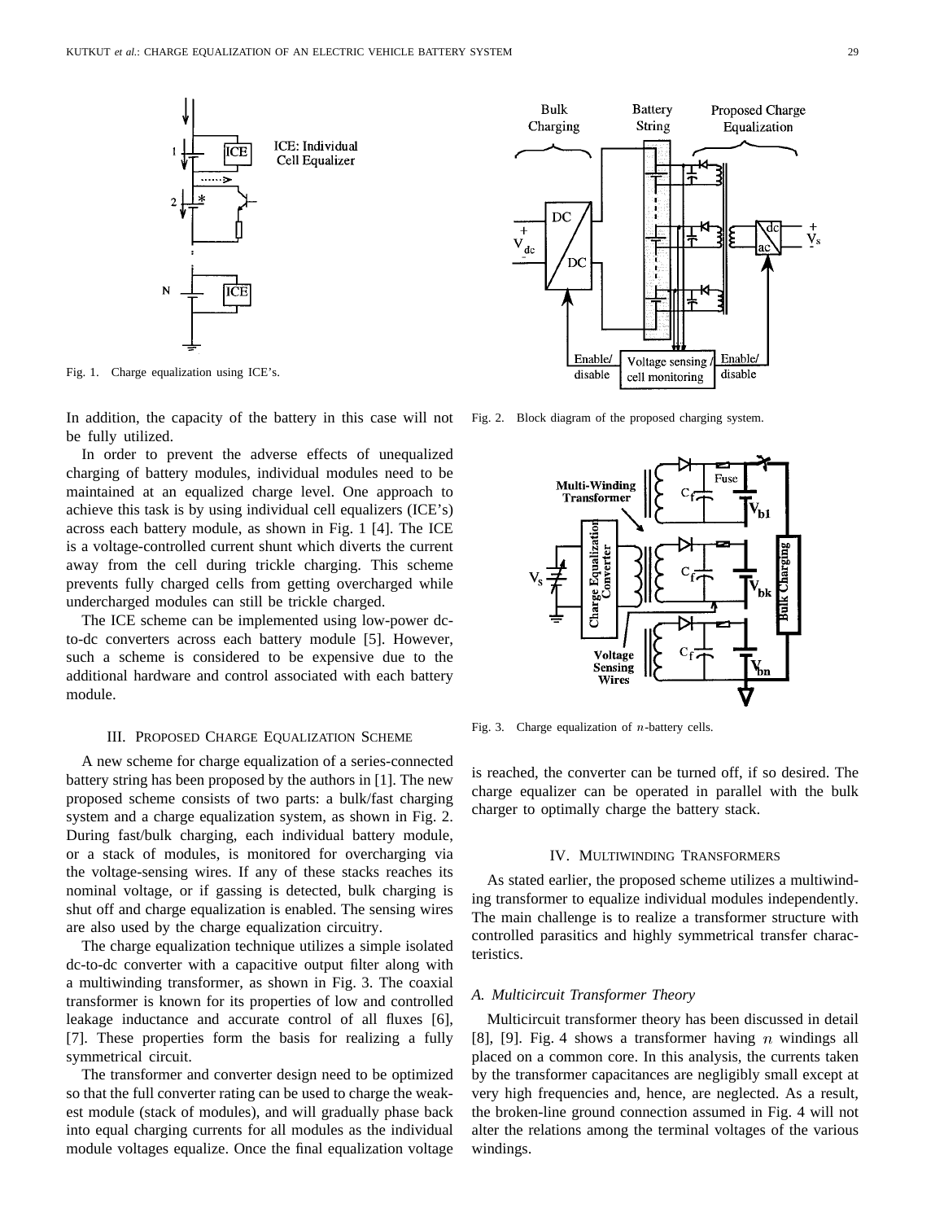Fig. 1. Charge equalization using ICE's.

In addition, the capacity of the battery in this case will not be fully utilized.

In order to prevent the adverse effects of unequalized charging of battery modules, individual modules need to be maintained at an equalized charge level. One approach to achieve this task is by using individual cell equalizers (ICE's) across each battery module, as shown in Fig. 1 [4]. The ICE is a voltage-controlled current shunt which diverts the current away from the cell during trickle charging. This scheme prevents fully charged cells from getting overcharged while undercharged modules can still be trickle charged.

The ICE scheme can be implemented using low-power dc-to-dc converters across each battery module [5]. However, such a scheme is considered to be expensive due to the additional hardware and control associated with each battery module.

## III. Proposed Charge Equalization Scheme

A new scheme for charge equalization of a series-connected battery string has been proposed by the authors in [1]. The new proposed scheme consists of two parts: a bulk/fast charging system and a charge equalization system, as shown in Fig. 2. During fast/bulk charging, each individual battery module, or a stack of modules, is monitored for overcharging via the voltage-sensing wires. If any of these stacks reaches its nominal voltage, or if gassing is detected, bulk charging is shut off and charge equalization is enabled. The sensing wires are also used by the charge equalization circuitry.

The charge equalization technique utilizes a simple isolated dc-to-dc converter with a capacitive output filter along with a multiwinding transformer, as shown in Fig. 3. The coaxial transformer is known for its properties of low and controlled leakage inductance and accurate control of all fluxes [6], [7]. These properties form the basis for realizing a fully symmetrical circuit.

The transformer and converter design need to be optimized so that the full converter rating can be used to charge the weakest module (stack of modules), and will gradually phase back into equal charging currents for all modules as the individual module voltages equalize. Once the final equalization voltage is reached, the converter can be turned off, if so desired. The charge equalizer can be operated in parallel with the bulk charger to optimally charge the battery stack.

Fig. 2. Block diagram of the proposed charging system.

Fig. 3. Charge equalization of $n$-battery cells.

## IV. Multiwinding Transformers

As stated earlier, the proposed scheme utilizes a multiwinding transformer to equalize individual modules independently. The main challenge is to realize a transformer structure with controlled parasitics and highly symmetrical transfer characteristics.

### A. Multicircuit Transformer Theory

Multicircuit transformer theory has been discussed in detail [8], [9]. Fig. 4 shows a transformer having $n$ windings all placed on a common core. In this analysis, the currents taken by the transformer capacitances are negligibly small except at very high frequencies and, hence, are neglected. As a result, the broken-line ground connection assumed in Fig. 4 will not alter the relations among the terminal voltages of the various windings.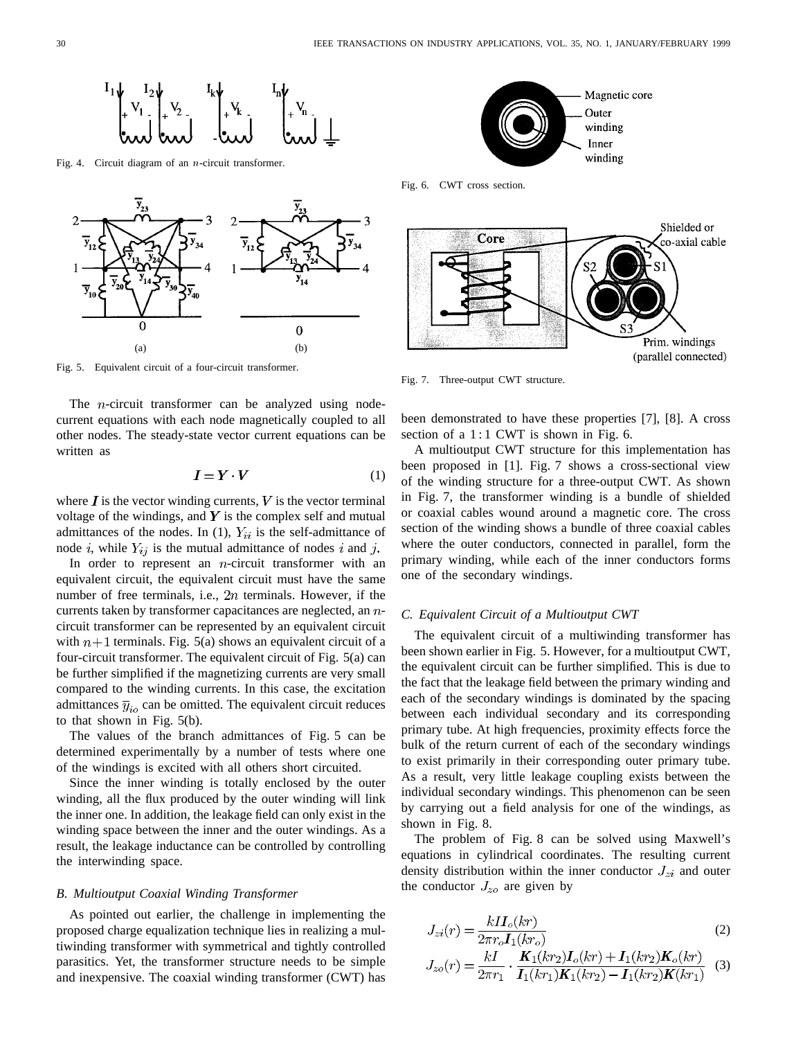Fig. 4. Circuit diagram of an $n$-circuit transformer.

Fig. 5. Equivalent circuit of a four-circuit transformer.

The $n$-circuit transformer can be analyzed using node-current equations with each node magnetically coupled to all other nodes. The steady-state vector current equations can be written as

$$\boldsymbol{I} = \boldsymbol{Y} \cdot \boldsymbol{V} \tag{1}$$

where $\boldsymbol{I}$ is the vector winding currents, $V$ is the vector terminal voltage of the windings, and $\boldsymbol{Y}$ is the complex self and mutual admittances of the nodes. In (1), $Y_{ii}$ is the self-admittance of node $i$, while $Y_{ij}$ is the mutual admittance of nodes $i$ and $j$.

In order to represent an $n$-circuit transformer with an equivalent circuit, the equivalent circuit must have the same number of free terminals, i.e., $2n$ terminals. However, if the currents taken by transformer capacitances are neglected, an $n$-circuit transformer can be represented by an equivalent circuit with $n+1$ terminals. Fig. 5(a) shows an equivalent circuit of a four-circuit transformer. The equivalent circuit of Fig. 5(a) can be further simplified if the magnetizing currents are very small compared to the winding currents. In this case, the excitation admittances $\overline{y}_{io}$ can be omitted. The equivalent circuit reduces to that shown in Fig. 5(b).

The values of the branch admittances of Fig. 5 can be determined experimentally by a number of tests where one of the windings is excited with all others short circuited.

Since the inner winding is totally enclosed by the outer winding, all the flux produced by the outer winding will link the inner one. In addition, the leakage field can only exist in the winding space between the inner and the outer windings. As a result, the leakage inductance can be controlled by controlling the interwinding space.

### *B. Multioutput Coaxial Winding Transformer*

As pointed out earlier, the challenge in implementing the proposed charge equalization technique lies in realizing a multiwinding transformer with symmetrical and tightly controlled parasitics. Yet, the transformer structure needs to be simple and inexpensive. The coaxial winding transformer (CWT) has been demonstrated to have these properties [7], [8]. A cross section of a 1 : 1 CWT is shown in Fig. 6.

Fig. 6. CWT cross section.

A multioutput CWT structure for this implementation has been proposed in [1]. Fig. 7 shows a cross-sectional view of the winding structure for a three-output CWT. As shown in Fig. 7, the transformer winding is a bundle of shielded or coaxial cables wound around a magnetic core. The cross section of the winding shows a bundle of three coaxial cables where the outer conductors, connected in parallel, form the primary winding, while each of the inner conductors forms one of the secondary windings.

Fig. 7. Three-output CWT structure.

### *C. Equivalent Circuit of a Multioutput CWT*

The equivalent circuit of a multiwinding transformer has been shown earlier in Fig. 5. However, for a multioutput CWT, the equivalent circuit can be further simplified. This is due to the fact that the leakage field between the primary winding and each of the secondary windings is dominated by the spacing between each individual secondary and its corresponding primary tube. At high frequencies, proximity effects force the bulk of the return current of each of the secondary windings to exist primarily in their corresponding outer primary tube. As a result, very little leakage coupling exists between the individual secondary windings. This phenomenon can be seen by carrying out a field analysis for one of the windings, as shown in Fig. 8.

The problem of Fig. 8 can be solved using Maxwell's equations in cylindrical coordinates. The resulting current density distribution within the inner conductor $J_{zi}$ and outer the conductor $J_{zo}$ are given by

$$J_{zi}(r) = \frac{kI\boldsymbol{I}_o(kr)}{2\pi r_o \boldsymbol{I}_1(kr_o)} \tag{2}$$

$$J_{zo}(r) = \frac{kI}{2\pi r_1} \cdot \frac{\boldsymbol{K}_1(kr_2)\boldsymbol{I}_o(kr) + \boldsymbol{I}_1(kr_2)\boldsymbol{K}_o(kr)}{\boldsymbol{I}_1(kr_1)\boldsymbol{K}_1(kr_2) - \boldsymbol{I}_1(kr_2)\boldsymbol{K}(kr_1)} \tag{3}$$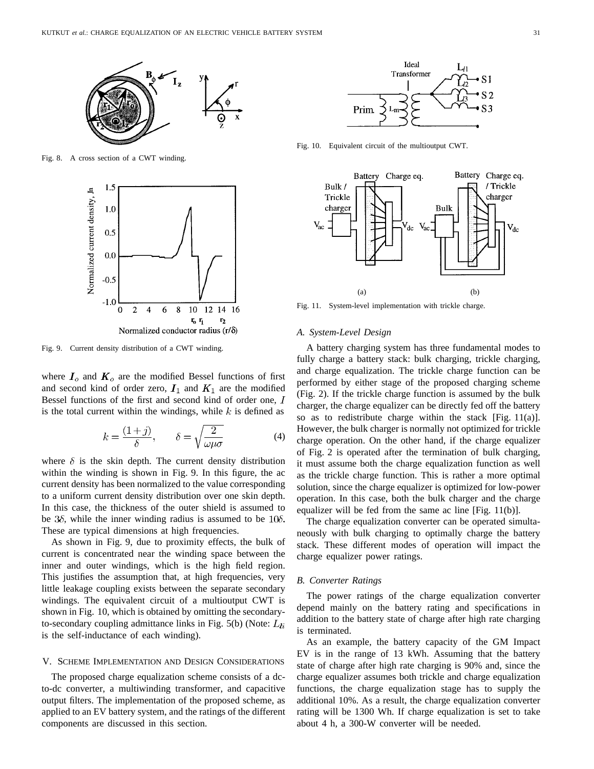Fig. 8. A cross section of a CWT winding.

Fig. 9. Current density distribution of a CWT winding.

where $I_o$ and $K_o$ are the modified Bessel functions of first and second kind of order zero, $I_1$ and $K_1$ are the modified Bessel functions of the first and second kind of order one, $I$ is the total current within the windings, while $k$ is defined as

$$k = \frac{(1+j)}{\delta}, \qquad \delta = \sqrt{\frac{2}{\omega\mu\sigma}} \tag{4}$$

where $\delta$ is the skin depth. The current density distribution within the winding is shown in Fig. 9. In this figure, the ac current density has been normalized to the value corresponding to a uniform current density distribution over one skin depth. In this case, the thickness of the outer shield is assumed to be $3\delta$, while the inner winding radius is assumed to be $10\delta$. These are typical dimensions at high frequencies.

As shown in Fig. 9, due to proximity effects, the bulk of current is concentrated near the winding space between the inner and outer windings, which is the high field region. This justifies the assumption that, at high frequencies, very little leakage coupling exists between the separate secondary windings. The equivalent circuit of a multioutput CWT is shown in Fig. 10, which is obtained by omitting the secondary-to-secondary coupling admittance links in Fig. 5(b) (Note: $L_{li}$ is the self-inductance of each winding).

## V. Scheme Implementation and Design Considerations

The proposed charge equalization scheme consists of a dc-to-dc converter, a multiwinding transformer, and capacitive output filters. The implementation of the proposed scheme, as applied to an EV battery system, and the ratings of the different components are discussed in this section.

Fig. 10. Equivalent circuit of the multioutput CWT.

Fig. 11. System-level implementation with trickle charge.

### A. System-Level Design

A battery charging system has three fundamental modes to fully charge a battery stack: bulk charging, trickle charging, and charge equalization. The trickle charge function can be performed by either stage of the proposed charging scheme (Fig. 2). If the trickle charge function is assumed by the bulk charger, the charge equalizer can be directly fed off the battery so as to redistribute charge within the stack [Fig. 11(a)]. However, the bulk charger is normally not optimized for trickle charge operation. On the other hand, if the charge equalizer of Fig. 2 is operated after the termination of bulk charging, it must assume both the charge equalization function as well as the trickle charge function. This is rather a more optimal solution, since the charge equalizer is optimized for low-power operation. In this case, both the bulk charger and the charge equalizer will be fed from the same ac line [Fig. 11(b)].

The charge equalization converter can be operated simultaneously with bulk charging to optimally charge the battery stack. These different modes of operation will impact the charge equalizer power ratings.

### B. Converter Ratings

The power ratings of the charge equalization converter depend mainly on the battery rating and specifications in addition to the battery state of charge after high rate charging is terminated.

As an example, the battery capacity of the GM Impact EV is in the range of 13 kWh. Assuming that the battery state of charge after high rate charging is 90% and, since the charge equalizer assumes both trickle and charge equalization functions, the charge equalization stage has to supply the additional 10%. As a result, the charge equalization converter rating will be 1300 Wh. If charge equalization is set to take about 4 h, a 300-W converter will be needed.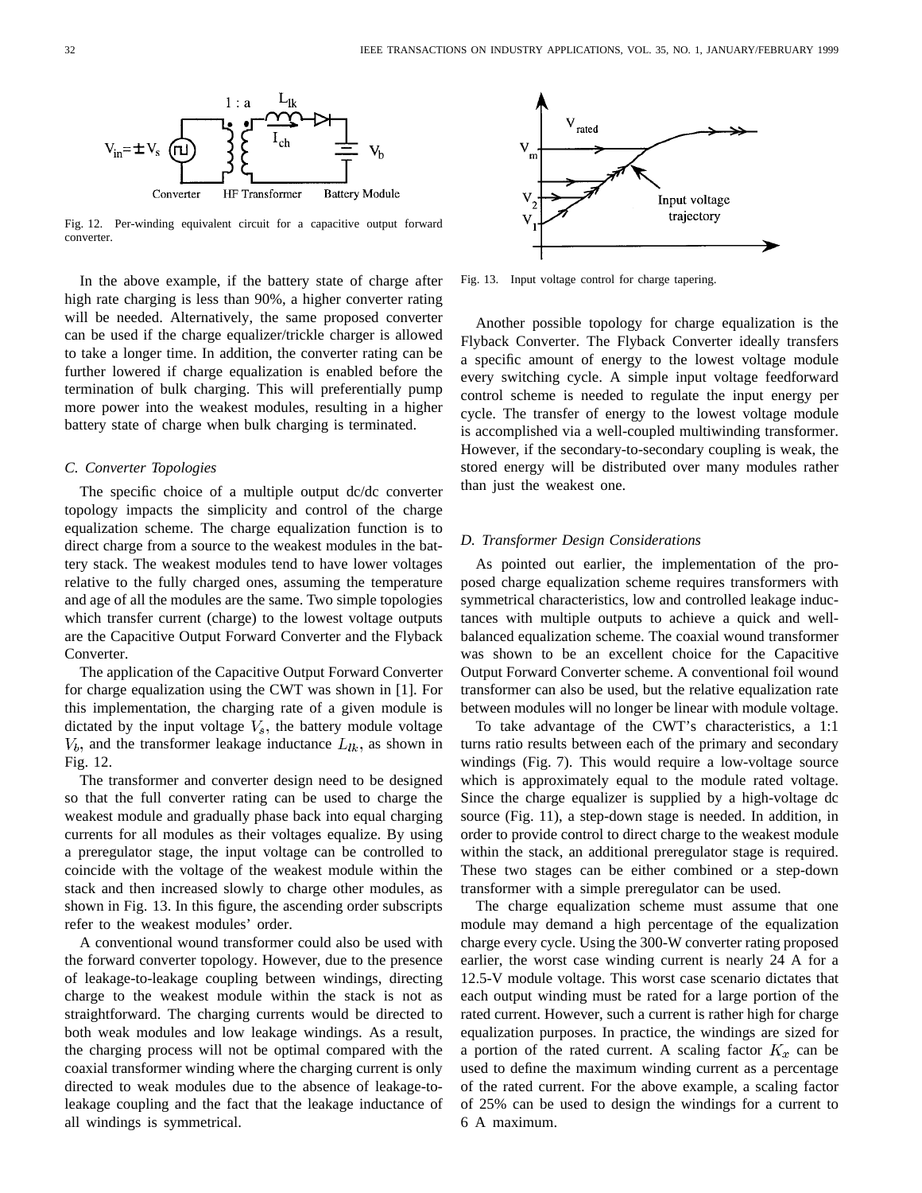1 : a

$L_{lk}$

$I_{ch}$

$V_{in}=\pm V_s$

$V_b$

Converter

HF Transformer

Battery Module

Fig. 12. Per-winding equivalent circuit for a capacitive output forward converter.

In the above example, if the battery state of charge after high rate charging is less than 90%, a higher converter rating will be needed. Alternatively, the same proposed converter can be used if the charge equalizer/trickle charger is allowed to take a longer time. In addition, the converter rating can be further lowered if charge equalization is enabled before the termination of bulk charging. This will preferentially pump more power into the weakest modules, resulting in a higher battery state of charge when bulk charging is terminated.

### *C. Converter Topologies*

The specific choice of a multiple output dc/dc converter topology impacts the simplicity and control of the charge equalization scheme. The charge equalization function is to direct charge from a source to the weakest modules in the battery stack. The weakest modules tend to have lower voltages relative to the fully charged ones, assuming the temperature and age of all the modules are the same. Two simple topologies which transfer current (charge) to the lowest voltage outputs are the Capacitive Output Forward Converter and the Flyback Converter.

The application of the Capacitive Output Forward Converter for charge equalization using the CWT was shown in [1]. For this implementation, the charging rate of a given module is dictated by the input voltage $V_s$, the battery module voltage $V_b$, and the transformer leakage inductance $L_{lk}$, as shown in Fig. 12.

The transformer and converter design need to be designed so that the full converter rating can be used to charge the weakest module and gradually phase back into equal charging currents for all modules as their voltages equalize. By using a preregulator stage, the input voltage can be controlled to coincide with the voltage of the weakest module within the stack and then increased slowly to charge other modules, as shown in Fig. 13. In this figure, the ascending order subscripts refer to the weakest modules' order.

A conventional wound transformer could also be used with the forward converter topology. However, due to the presence of leakage-to-leakage coupling between windings, directing charge to the weakest module within the stack is not as straightforward. The charging currents would be directed to both weak modules and low leakage windings. As a result, the charging process will not be optimal compared with the coaxial transformer winding where the charging current is only directed to weak modules due to the absence of leakage-to-leakage coupling and the fact that the leakage inductance of all windings is symmetrical.

$V_{rated}$

$V_m$

$V_2$

$V_1$

Input voltage trajectory

Fig. 13. Input voltage control for charge tapering.

Another possible topology for charge equalization is the Flyback Converter. The Flyback Converter ideally transfers a specific amount of energy to the lowest voltage module every switching cycle. A simple input voltage feedforward control scheme is needed to regulate the input energy per cycle. The transfer of energy to the lowest voltage module is accomplished via a well-coupled multiwinding transformer. However, if the secondary-to-secondary coupling is weak, the stored energy will be distributed over many modules rather than just the weakest one.

### *D. Transformer Design Considerations*

As pointed out earlier, the implementation of the proposed charge equalization scheme requires transformers with symmetrical characteristics, low and controlled leakage inductances with multiple outputs to achieve a quick and well-balanced equalization scheme. The coaxial wound transformer was shown to be an excellent choice for the Capacitive Output Forward Converter scheme. A conventional foil wound transformer can also be used, but the relative equalization rate between modules will no longer be linear with module voltage.

To take advantage of the CWT's characteristics, a 1:1 turns ratio results between each of the primary and secondary windings (Fig. 7). This would require a low-voltage source which is approximately equal to the module rated voltage. Since the charge equalizer is supplied by a high-voltage dc source (Fig. 11), a step-down stage is needed. In addition, in order to provide control to direct charge to the weakest module within the stack, an additional preregulator stage is required. These two stages can be either combined or a step-down transformer with a simple preregulator can be used.

The charge equalization scheme must assume that one module may demand a high percentage of the equalization charge every cycle. Using the 300-W converter rating proposed earlier, the worst case winding current is nearly 24 A for a 12.5-V module voltage. This worst case scenario dictates that each output winding must be rated for a large portion of the rated current. However, such a current is rather high for charge equalization purposes. In practice, the windings are sized for a portion of the rated current. A scaling factor $K_x$ can be used to define the maximum winding current as a percentage of the rated current. For the above example, a scaling factor of 25% can be used to design the windings for a current to 6 A maximum.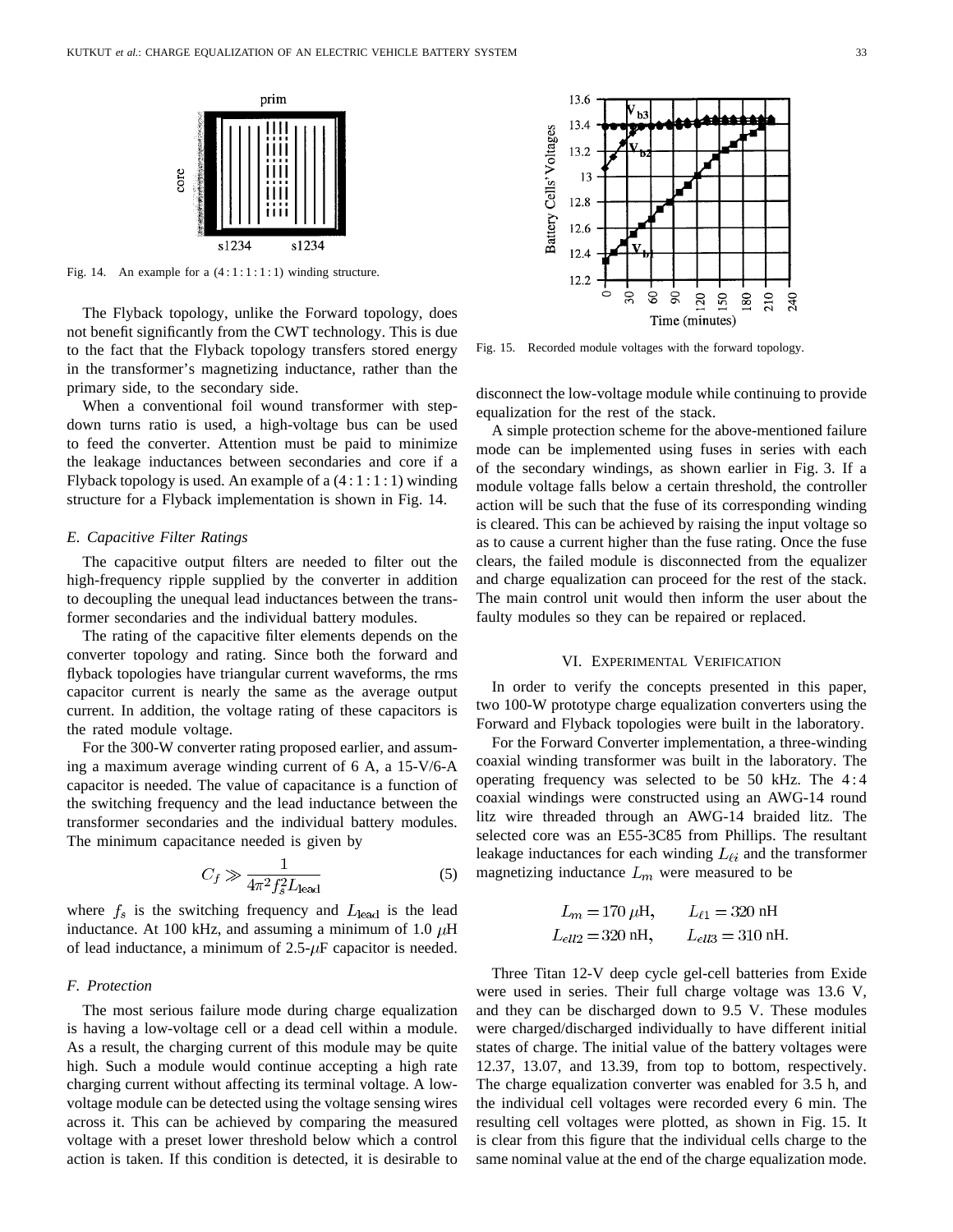Fig. 14. An example for a (4 : 1 : 1 : 1 : 1) winding structure.

The Flyback topology, unlike the Forward topology, does not benefit significantly from the CWT technology. This is due to the fact that the Flyback topology transfers stored energy in the transformer's magnetizing inductance, rather than the primary side, to the secondary side.

When a conventional foil wound transformer with step-down turns ratio is used, a high-voltage bus can be used to feed the converter. Attention must be paid to minimize the leakage inductances between secondaries and core if a Flyback topology is used. An example of a (4 : 1 : 1 : 1) winding structure for a Flyback implementation is shown in Fig. 14.

### E. Capacitive Filter Ratings

The capacitive output filters are needed to filter out the high-frequency ripple supplied by the converter in addition to decoupling the unequal lead inductances between the transformer secondaries and the individual battery modules.

The rating of the capacitive filter elements depends on the converter topology and rating. Since both the forward and flyback topologies have triangular current waveforms, the rms capacitor current is nearly the same as the average output current. In addition, the voltage rating of these capacitors is the rated module voltage.

For the 300-W converter rating proposed earlier, and assuming a maximum average winding current of 6 A, a 15-V/6-A capacitor is needed. The value of capacitance is a function of the switching frequency and the lead inductance between the transformer secondaries and the individual battery modules. The minimum capacitance needed is given by

$$C_f \gg \frac{1}{4\pi^2 f_s^2 L_{\text{lead}}} \tag{5}$$

where $f_s$ is the switching frequency and $L_{\text{lead}}$ is the lead inductance. At 100 kHz, and assuming a minimum of 1.0 $\mu$H of lead inductance, a minimum of 2.5-$\mu$F capacitor is needed.

### F. Protection

The most serious failure mode during charge equalization is having a low-voltage cell or a dead cell within a module. As a result, the charging current of this module may be quite high. Such a module would continue accepting a high rate charging current without affecting its terminal voltage. A low-voltage module can be detected using the voltage sensing wires across it. This can be achieved by comparing the measured voltage with a preset lower threshold below which a control action is taken. If this condition is detected, it is desirable to disconnect the low-voltage module while continuing to provide equalization for the rest of the stack.

A simple protection scheme for the above-mentioned failure mode can be implemented using fuses in series with each of the secondary windings, as shown earlier in Fig. 3. If a module voltage falls below a certain threshold, the controller action will be such that the fuse of its corresponding winding is cleared. This can be achieved by raising the input voltage so as to cause a current higher than the fuse rating. Once the fuse clears, the failed module is disconnected from the equalizer and charge equalization can proceed for the rest of the stack. The main control unit would then inform the user about the faulty modules so they can be repaired or replaced.

Fig. 15. Recorded module voltages with the forward topology.

## VI. Experimental Verification

In order to verify the concepts presented in this paper, two 100-W prototype charge equalization converters using the Forward and Flyback topologies were built in the laboratory.

For the Forward Converter implementation, a three-winding coaxial winding transformer was built in the laboratory. The operating frequency was selected to be 50 kHz. The 4 : 4 coaxial windings were constructed using an AWG-14 round litz wire threaded through an AWG-14 braided litz. The selected core was an E55-3C85 from Phillips. The resultant leakage inductances for each winding $L_{\ell i}$ and the transformer magnetizing inductance $L_m$ were measured to be

$$L_m = 170\ \mu\text{H}, \qquad L_{\ell 1} = 320\ \text{nH}$$
$$L_{ell2} = 320\ \text{nH}, \qquad L_{ell3} = 310\ \text{nH}.$$

Three Titan 12-V deep cycle gel-cell batteries from Exide were used in series. Their full charge voltage was 13.6 V, and they can be discharged down to 9.5 V. These modules were charged/discharged individually to have different initial states of charge. The initial value of the battery voltages were 12.37, 13.07, and 13.39, from top to bottom, respectively. The charge equalization converter was enabled for 3.5 h, and the individual cell voltages were recorded every 6 min. The resulting cell voltages were plotted, as shown in Fig. 15. It is clear from this figure that the individual cells charge to the same nominal value at the end of the charge equalization mode.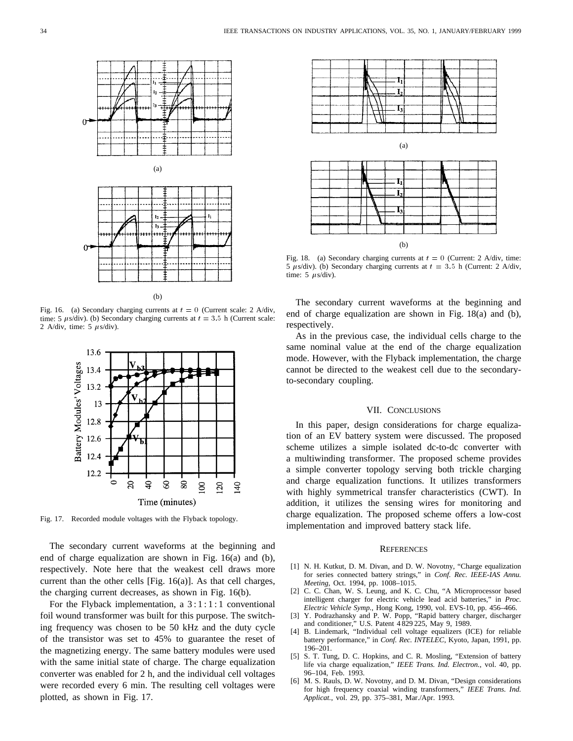(a)

(b)

Fig. 16. (a) Secondary charging currents at $t = 0$ (Current scale: 2 A/div, time: 5 $\mu$s/div). (b) Secondary charging currents at $t = 3.5$ h (Current scale: 2 A/div, time: 5 $\mu$s/div).

Fig. 17. Recorded module voltages with the Flyback topology.

The secondary current waveforms at the beginning and end of charge equalization are shown in Fig. 16(a) and (b), respectively. Note here that the weakest cell draws more current than the other cells [Fig. 16(a)]. As that cell charges, the charging current decreases, as shown in Fig. 16(b).

For the Flyback implementation, a 3 : 1 : 1 : 1 conventional foil wound transformer was built for this purpose. The switching frequency was chosen to be 50 kHz and the duty cycle of the transistor was set to 45% to guarantee the reset of the magnetizing energy. The same battery modules were used with the same initial state of charge. The charge equalization converter was enabled for 2 h, and the individual cell voltages were recorded every 6 min. The resulting cell voltages were plotted, as shown in Fig. 17.

(a)

(b)

Fig. 18. (a) Secondary charging currents at $t = 0$ (Current: 2 A/div, time: 5 $\mu$s/div). (b) Secondary charging currents at $t = 3.5$ h (Current: 2 A/div, time: 5 $\mu$s/div).

The secondary current waveforms at the beginning and end of charge equalization are shown in Fig. 18(a) and (b), respectively.

As in the previous case, the individual cells charge to the same nominal value at the end of the charge equalization mode. However, with the Flyback implementation, the charge cannot be directed to the weakest cell due to the secondary-to-secondary coupling.

## VII. Conclusions

In this paper, design considerations for charge equalization of an EV battery system were discussed. The proposed scheme utilizes a simple isolated dc-to-dc converter with a multiwinding transformer. The proposed scheme provides a simple converter topology serving both trickle charging and charge equalization functions. It utilizes transformers with highly symmetrical transfer characteristics (CWT). In addition, it utilizes the sensing wires for monitoring and charge equalization. The proposed scheme offers a low-cost implementation and improved battery stack life.

## References

[1] N. H. Kutkut, D. M. Divan, and D. W. Novotny, "Charge equalization for series connected battery strings," in *Conf. Rec. IEEE-IAS Annu. Meeting*, Oct. 1994, pp. 1008–1015.

[2] C. C. Chan, W. S. Leung, and K. C. Chu, "A Microprocessor based intelligent charger for electric vehicle lead acid batteries," in *Proc. Electric Vehicle Symp.*, Hong Kong, 1990, vol. EVS-10, pp. 456–466.

[3] Y. Podrazhansky and P. W. Popp, "Rapid battery charger, discharger and conditioner," U.S. Patent 4 829 225, May 9, 1989.

[4] B. Lindemark, "Individual cell voltage equalizers (ICE) for reliable battery performance," in *Conf. Rec. INTELEC*, Kyoto, Japan, 1991, pp. 196–201.

[5] S. T. Tung, D. C. Hopkins, and C. R. Mosling, "Extension of battery life via charge equalization," *IEEE Trans. Ind. Electron.*, vol. 40, pp. 96–104, Feb. 1993.

[6] M. S. Rauls, D. W. Novotny, and D. M. Divan, "Design considerations for high frequency coaxial winding transformers," *IEEE Trans. Ind. Applicat.*, vol. 29, pp. 375–381, Mar./Apr. 1993.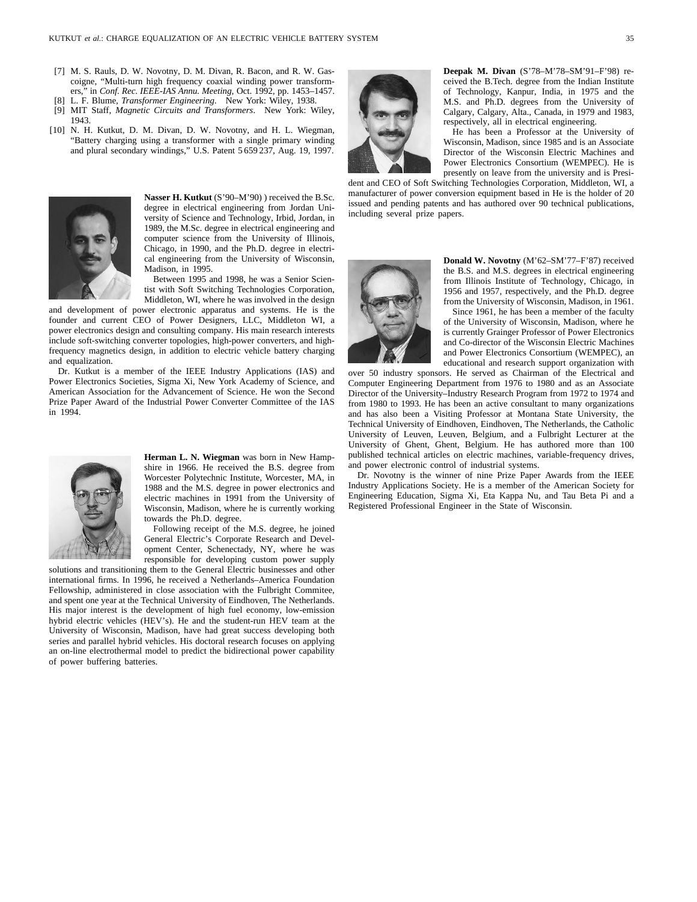[7] M. S. Rauls, D. W. Novotny, D. M. Divan, R. Bacon, and R. W. Gascoigne, "Multi-turn high frequency coaxial winding power transformers," in *Conf. Rec. IEEE-IAS Annu. Meeting*, Oct. 1992, pp. 1453–1457.

[8] L. F. Blume, *Transformer Engineering*. New York: Wiley, 1938.

[9] MIT Staff, *Magnetic Circuits and Transformers*. New York: Wiley, 1943.

[10] N. H. Kutkut, D. M. Divan, D. W. Novotny, and H. L. Wiegman, "Battery charging using a transformer with a single primary winding and plural secondary windings," U.S. Patent 5 659 237, Aug. 19, 1997.

**Nasser H. Kutkut** (S'90–M'90) ) received the B.Sc. degree in electrical engineering from Jordan University of Science and Technology, Irbid, Jordan, in 1989, the M.Sc. degree in electrical engineering and computer science from the University of Illinois, Chicago, in 1990, and the Ph.D. degree in electrical engineering from the University of Wisconsin, Madison, in 1995.

Between 1995 and 1998, he was a Senior Scientist with Soft Switching Technologies Corporation, Middleton, WI, where he was involved in the design and development of power electronic apparatus and systems. He is the founder and current CEO of Power Designers, LLC, Middleton WI, a power electronics design and consulting company. His main research interests include soft-switching converter topologies, high-power converters, and high-frequency magnetics design, in addition to electric vehicle battery charging and equalization.

Dr. Kutkut is a member of the IEEE Industry Applications (IAS) and Power Electronics Societies, Sigma Xi, New York Academy of Science, and American Association for the Advancement of Science. He won the Second Prize Paper Award of the Industrial Power Converter Committee of the IAS in 1994.

**Herman L. N. Wiegman** was born in New Hampshire in 1966. He received the B.S. degree from Worcester Polytechnic Institute, Worcester, MA, in 1988 and the M.S. degree in power electronics and electric machines in 1991 from the University of Wisconsin, Madison, where he is currently working towards the Ph.D. degree.

Following receipt of the M.S. degree, he joined General Electric's Corporate Research and Development Center, Schenectady, NY, where he was responsible for developing custom power supply solutions and transitioning them to the General Electric businesses and other international firms. In 1996, he received a Netherlands–America Foundation Fellowship, administered in close association with the Fulbright Commitee, and spent one year at the Technical University of Eindhoven, The Netherlands. His major interest is the development of high fuel economy, low-emission hybrid electric vehicles (HEV's). He and the student-run HEV team at the University of Wisconsin, Madison, have had great success developing both series and parallel hybrid vehicles. His doctoral research focuses on applying an on-line electrothermal model to predict the bidirectional power capability of power buffering batteries.

**Deepak M. Divan** (S'78–M'78–SM'91–F'98) received the B.Tech. degree from the Indian Institute of Technology, Kanpur, India, in 1975 and the M.S. and Ph.D. degrees from the University of Calgary, Calgary, Alta., Canada, in 1979 and 1983, respectively, all in electrical engineering.

He has been a Professor at the University of Wisconsin, Madison, since 1985 and is an Associate Director of the Wisconsin Electric Machines and Power Electronics Consortium (WEMPEC). He is presently on leave from the university and is President and CEO of Soft Switching Technologies Corporation, Middleton, WI, a manufacturer of power conversion equipment based in He is the holder of 20 issued and pending patents and has authored over 90 technical publications, including several prize papers.

**Donald W. Novotny** (M'62–SM'77–F'87) received the B.S. and M.S. degrees in electrical engineering from Illinois Institute of Technology, Chicago, in 1956 and 1957, respectively, and the Ph.D. degree from the University of Wisconsin, Madison, in 1961.

Since 1961, he has been a member of the faculty of the University of Wisconsin, Madison, where he is currently Grainger Professor of Power Electronics and Co-director of the Wisconsin Electric Machines and Power Electronics Consortium (WEMPEC), an educational and research support organization with over 50 industry sponsors. He served as Chairman of the Electrical and Computer Engineering Department from 1976 to 1980 and as an Associate Director of the University–Industry Research Program from 1972 to 1974 and from 1980 to 1993. He has been an active consultant to many organizations and has also been a Visiting Professor at Montana State University, the Technical University of Eindhoven, Eindhoven, The Netherlands, the Catholic University of Leuven, Leuven, Belgium, and a Fulbright Lecturer at the University of Ghent, Ghent, Belgium. He has authored more than 100 published technical articles on electric machines, variable-frequency drives, and power electronic control of industrial systems.

Dr. Novotny is the winner of nine Prize Paper Awards from the IEEE Industry Applications Society. He is a member of the American Society for Engineering Education, Sigma Xi, Eta Kappa Nu, and Tau Beta Pi and a Registered Professional Engineer in the State of Wisconsin.